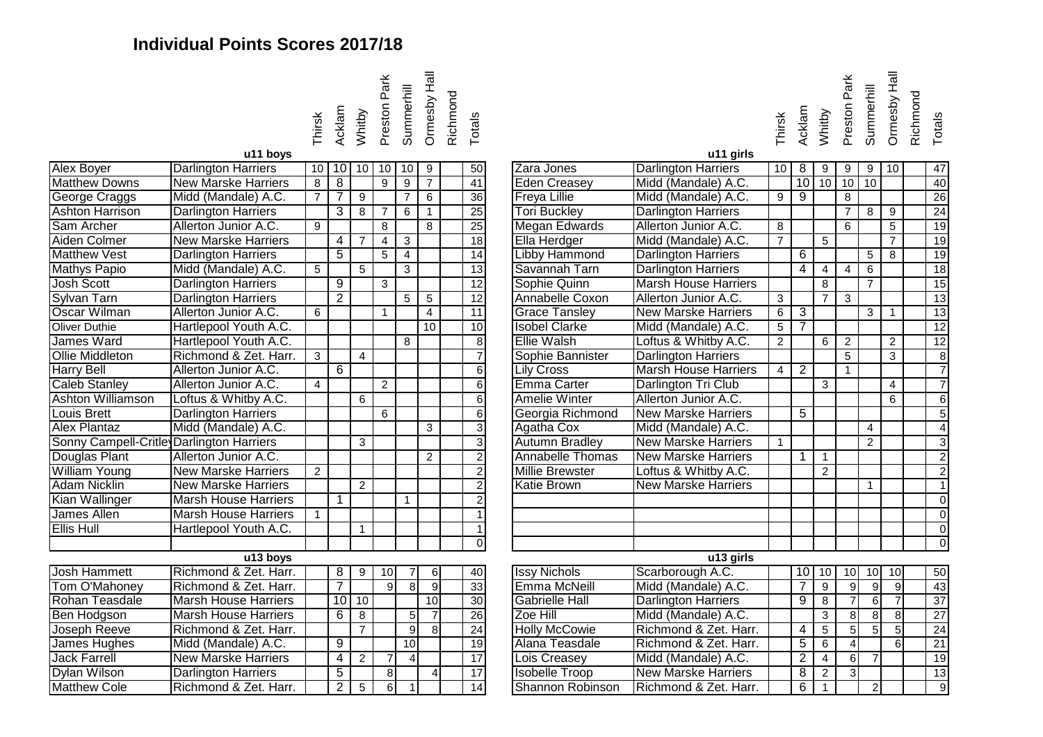# Individual Points Scores 2017/18

### u11 boys

| Name | Club | Thirsk | Acklam | Whitby | Preston Park | Summerhill | Ormesby Hall | Richmond | Totals |
|---|---|---|---|---|---|---|---|---|---|
| Alex Boyer | Darlington Harriers | 10 | 10 | 10 | 10 | 10 | 9 | | 50 |
| Matthew Downs | New Marske Harriers | 8 | 8 | | 9 | 9 | 7 | | 41 |
| George Craggs | Midd (Mandale) A.C. | 7 | 7 | 9 | | 7 | 6 | | 36 |
| Ashton Harrison | Darlington Harriers | | 3 | 8 | 7 | 6 | 1 | | 25 |
| Sam Archer | Allerton Junior A.C. | 9 | | | 8 | | 8 | | 25 |
| Aiden Colmer | New Marske Harriers | | 4 | 7 | 4 | 3 | | | 18 |
| Matthew Vest | Darlington Harriers | | 5 | | 5 | 4 | | | 14 |
| Mathys Papio | Midd (Mandale) A.C. | 5 | | 5 | | 3 | | | 13 |
| Josh Scott | Darlington Harriers | | 9 | | 3 | | | | 12 |
| Sylvan Tarn | Darlington Harriers | | 2 | | | 5 | 5 | | 12 |
| Oscar Wilman | Allerton Junior A.C. | 6 | | | 1 | | 4 | | 11 |
| Oliver Duthie | Hartlepool Youth A.C. | | | | | | 10 | | 10 |
| James Ward | Hartlepool Youth A.C. | | | | | 8 | | | 8 |
| Ollie Middleton | Richmond & Zet. Harr. | 3 | | 4 | | | | | 7 |
| Harry Bell | Allerton Junior A.C. | | 6 | | | | | | 6 |
| Caleb Stanley | Allerton Junior A.C. | 4 | | | 2 | | | | 6 |
| Ashton Williamson | Loftus & Whitby A.C. | | | 6 | | | | | 6 |
| Louis Brett | Darlington Harriers | | | | 6 | | | | 6 |
| Alex Plantaz | Midd (Mandale) A.C. | | | | | | 3 | | 3 |
| Sonny Campell-Critley | Darlington Harriers | | | 3 | | | | | 3 |
| Douglas Plant | Allerton Junior A.C. | | | | | | 2 | | 2 |
| William Young | New Marske Harriers | 2 | | | | | | | 2 |
| Adam Nicklin | New Marske Harriers | | | 2 | | | | | 2 |
| Kian Wallinger | Marsh House Harriers | | 1 | | | 1 | | | 2 |
| James Allen | Marsh House Harriers | 1 | | | | | | | 1 |
| Ellis Hull | Hartlepool Youth A.C. | | | 1 | | | | | 1 |
| | | | | | | | | | 0 |

### u11 girls

| Name | Club | Thirsk | Acklam | Whitby | Preston Park | Summerhill | Ormesby Hall | Richmond | Totals |
|---|---|---|---|---|---|---|---|---|---|
| Zara Jones | Darlington Harriers | 10 | 8 | 9 | 9 | 9 | 10 | | 47 |
| Eden Creasey | Midd (Mandale) A.C. | | 10 | 10 | 10 | 10 | | | 40 |
| Freya Lillie | Midd (Mandale) A.C. | 9 | 9 | | 8 | | | | 26 |
| Tori Buckley | Darlington Harriers | | | | 7 | 8 | 9 | | 24 |
| Megan Edwards | Allerton Junior A.C. | 8 | | | 6 | | 5 | | 19 |
| Ella Herdger | Midd (Mandale) A.C. | 7 | | 5 | | | 7 | | 19 |
| Libby Hammond | Darlington Harriers | | 6 | | | 5 | 8 | | 19 |
| Savannah Tarn | Darlington Harriers | | 4 | 4 | 4 | 6 | | | 18 |
| Sophie Quinn | Marsh House Harriers | | | 8 | | 7 | | | 15 |
| Annabelle Coxon | Allerton Junior A.C. | 3 | | 7 | 3 | | | | 13 |
| Grace Tansley | New Marske Harriers | 6 | 3 | | | 3 | 1 | | 13 |
| Isobel Clarke | Midd (Mandale) A.C. | 5 | 7 | | | | | | 12 |
| Ellie Walsh | Loftus & Whitby A.C. | 2 | | 6 | 2 | | 2 | | 12 |
| Sophie Bannister | Darlington Harriers | | | | 5 | | 3 | | 8 |
| Lily Cross | Marsh House Harriers | 4 | 2 | | 1 | | | | 7 |
| Emma Carter | Darlington Tri Club | | | 3 | | | 4 | | 7 |
| Amelie Winter | Allerton Junior A.C. | | | | | | 6 | | 6 |
| Georgia Richmond | New Marske Harriers | | 5 | | | | | | 5 |
| Agatha Cox | Midd (Mandale) A.C. | | | | | 4 | | | 4 |
| Autumn Bradley | New Marske Harriers | 1 | | | | 2 | | | 3 |
| Annabelle Thomas | New Marske Harriers | | 1 | 1 | | | | | 2 |
| Millie Brewster | Loftus & Whitby A.C. | | | 2 | | | | | 2 |
| Katie Brown | New Marske Harriers | | | | | 1 | | | 1 |
| | | | | | | | | | 0 |
| | | | | | | | | | 0 |
| | | | | | | | | | 0 |
| | | | | | | | | | 0 |

### u13 boys

| Name | Club | Thirsk | Acklam | Whitby | Preston Park | Summerhill | Ormesby Hall | Richmond | Totals |
|---|---|---|---|---|---|---|---|---|---|
| Josh Hammett | Richmond & Zet. Harr. | | 8 | 9 | 10 | 7 | 6 | | 40 |
| Tom O'Mahoney | Richmond & Zet. Harr. | | 7 | | 9 | 8 | 9 | | 33 |
| Rohan Teasdale | Marsh House Harriers | | 10 | 10 | | | 10 | | 30 |
| Ben Hodgson | Marsh House Harriers | | 6 | 8 | | 5 | 7 | | 26 |
| Joseph Reeve | Richmond & Zet. Harr. | | | 7 | | 9 | 8 | | 24 |
| James Hughes | Midd (Mandale) A.C. | | 9 | | | 10 | | | 19 |
| Jack Farrell | New Marske Harriers | | 4 | 2 | 7 | 4 | | | 17 |
| Dylan Wilson | Darlington Harriers | | 5 | | 8 | | 4 | | 17 |
| Matthew Cole | Richmond & Zet. Harr. | | 2 | 5 | 6 | 1 | | | 14 |

### u13 girls

| Name | Club | Thirsk | Acklam | Whitby | Preston Park | Summerhill | Ormesby Hall | Richmond | Totals |
|---|---|---|---|---|---|---|---|---|---|
| Issy Nichols | Scarborough A.C. | | 10 | 10 | 10 | 10 | 10 | | 50 |
| Emma McNeill | Midd (Mandale) A.C. | | 7 | 9 | 9 | 9 | 9 | | 43 |
| Gabrielle Hall | Darlington Harriers | | 9 | 8 | 7 | 6 | 7 | | 37 |
| Zoe Hill | Midd (Mandale) A.C. | | | 3 | 8 | 8 | 8 | | 27 |
| Holly McCowie | Richmond & Zet. Harr. | | 4 | 5 | 5 | 5 | 5 | | 24 |
| Alana Teasdale | Richmond & Zet. Harr. | | 5 | 6 | 4 | | 6 | | 21 |
| Lois Creasey | Midd (Mandale) A.C. | | 2 | 4 | 6 | 7 | | | 19 |
| Isobelle Troop | New Marske Harriers | | 8 | 2 | 3 | | | | 13 |
| Shannon Robinson | Richmond & Zet. Harr. | | 6 | 1 | | 2 | | | 9 |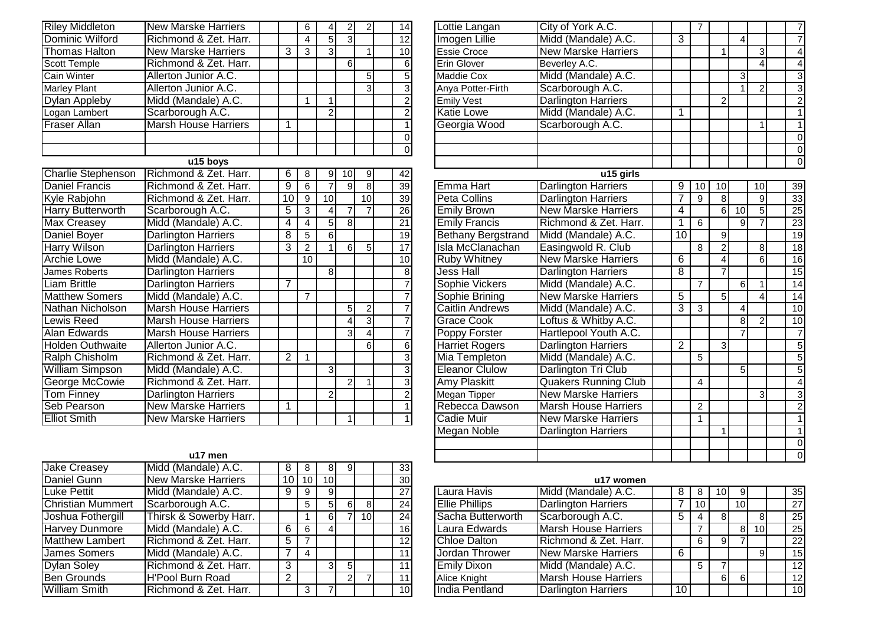| | | | | | | | |
|---|---|---|---|---|---|---|---|
| Riley Middleton | New Marske Harriers | | 6 | 4 | 2 | 2 | 14 |
| Dominic Wilford | Richmond & Zet. Harr. | | 4 | 5 | 3 | | 12 |
| Thomas Halton | New Marske Harriers | 3 | 3 | 3 | | 1 | 10 |
| Scott Temple | Richmond & Zet. Harr. | | | | 6 | | 6 |
| Cain Winter | Allerton Junior A.C. | | | | | 5 | 5 |
| Marley Plant | Allerton Junior A.C. | | | | | 3 | 3 |
| Dylan Appleby | Midd (Mandale) A.C. | | 1 | 1 | | | 2 |
| Logan Lambert | Scarborough A.C. | | | 2 | | | 2 |
| Fraser Allan | Marsh House Harriers | 1 | | | | | 1 |
| | | | | | | | 0 |
| | | | | | | | 0 |

## u15 boys

| | | | | | | | |
|---|---|---|---|---|---|---|---|
| Charlie Stephenson | Richmond & Zet. Harr. | 6 | 8 | 9 | 10 | 9 | 42 |
| Daniel Francis | Richmond & Zet. Harr. | 9 | 6 | 7 | 9 | 8 | 39 |
| Kyle Rabjohn | Richmond & Zet. Harr. | 10 | 9 | 10 | | 10 | 39 |
| Harry Butterworth | Scarborough A.C. | 5 | 3 | 4 | 7 | 7 | 26 |
| Max Creasey | Midd (Mandale) A.C. | 4 | 4 | 5 | 8 | | 21 |
| Daniel Boyer | Darlington Harriers | 8 | 5 | 6 | | | 19 |
| Harry Wilson | Darlington Harriers | 3 | 2 | 1 | 6 | 5 | 17 |
| Archie Lowe | Midd (Mandale) A.C. | | 10 | | | | 10 |
| James Roberts | Darlington Harriers | | | 8 | | | 8 |
| Liam Brittle | Darlington Harriers | 7 | | | | | 7 |
| Matthew Somers | Midd (Mandale) A.C. | | 7 | | | | 7 |
| Nathan Nicholson | Marsh House Harriers | | | | 5 | 2 | 7 |
| Lewis Reed | Marsh House Harriers | | | | 4 | 3 | 7 |
| Alan Edwards | Marsh House Harriers | | | | 3 | 4 | 7 |
| Holden Outhwaite | Allerton Junior A.C. | | | | | 6 | 6 |
| Ralph Chisholm | Richmond & Zet. Harr. | 2 | 1 | | | | 3 |
| William Simpson | Midd (Mandale) A.C. | | | 3 | | | 3 |
| George McCowie | Richmond & Zet. Harr. | | | | 2 | 1 | 3 |
| Tom Finney | Darlington Harriers | | | 2 | | | 2 |
| Seb Pearson | New Marske Harriers | 1 | | | | | 1 |
| Elliot Smith | New Marske Harriers | | | | 1 | | 1 |

## u17 men

| | | | | | | | |
|---|---|---|---|---|---|---|---|
| Jake Creasey | Midd (Mandale) A.C. | 8 | 8 | 8 | 9 | | 33 |
| Daniel Gunn | New Marske Harriers | 10 | 10 | 10 | | | 30 |
| Luke Pettit | Midd (Mandale) A.C. | 9 | 9 | 9 | | | 27 |
| Christian Mummert | Scarborough A.C. | | 5 | 5 | 6 | 8 | 24 |
| Joshua Fothergill | Thirsk & Sowerby Harr. | | 1 | 6 | 7 | 10 | 24 |
| Harvey Dunmore | Midd (Mandale) A.C. | 6 | 6 | 4 | | | 16 |
| Matthew Lambert | Richmond & Zet. Harr. | 5 | 7 | | | | 12 |
| James Somers | Midd (Mandale) A.C. | 7 | 4 | | | | 11 |
| Dylan Soley | Richmond & Zet. Harr. | 3 | | 3 | 5 | | 11 |
| Ben Grounds | H'Pool Burn Road | 2 | | | 2 | 7 | 11 |
| William Smith | Richmond & Zet. Harr. | | 3 | 7 | | | 10 |

| | | | | | | | |
|---|---|---|---|---|---|---|---|
| Lottie Langan | City of York A.C. | | 7 | | | | 7 |
| Imogen Lillie | Midd (Mandale) A.C. | 3 | | | 4 | | 7 |
| Essie Croce | New Marske Harriers | | | 1 | | 3 | 4 |
| Erin Glover | Beverley A.C. | | | | | 4 | 4 |
| Maddie Cox | Midd (Mandale) A.C. | | | | 3 | | 3 |
| Anya Potter-Firth | Scarborough A.C. | | | | 1 | 2 | 3 |
| Emily Vest | Darlington Harriers | | | 2 | | | 2 |
| Katie Lowe | Midd (Mandale) A.C. | 1 | | | | | 1 |
| Georgia Wood | Scarborough A.C. | | | | | 1 | 1 |
| | | | | | | | 0 |
| | | | | | | | 0 |
| | | | | | | | 0 |

## u15 girls

| | | | | | | | |
|---|---|---|---|---|---|---|---|
| Emma Hart | Darlington Harriers | 9 | 10 | 10 | | 10 | 39 |
| Peta Collins | Darlington Harriers | 7 | 9 | 8 | | 9 | 33 |
| Emily Brown | New Marske Harriers | 4 | | 6 | 10 | 5 | 25 |
| Emily Francis | Richmond & Zet. Harr. | 1 | 6 | | 9 | 7 | 23 |
| Bethany Bergstrand | Midd (Mandale) A.C. | 10 | | 9 | | | 19 |
| Isla McClanachan | Easingwold R. Club | | 8 | 2 | | 8 | 18 |
| Ruby Whitney | New Marske Harriers | 6 | | 4 | | 6 | 16 |
| Jess Hall | Darlington Harriers | 8 | | 7 | | | 15 |
| Sophie Vickers | Midd (Mandale) A.C. | | 7 | | 6 | 1 | 14 |
| Sophie Brining | New Marske Harriers | 5 | | 5 | | 4 | 14 |
| Caitlin Andrews | Midd (Mandale) A.C. | 3 | 3 | | 4 | | 10 |
| Grace Cook | Loftus & Whitby A.C. | | | | 8 | 2 | 10 |
| Poppy Forster | Hartlepool Youth A.C. | | | | 7 | | 7 |
| Harriet Rogers | Darlington Harriers | 2 | | 3 | | | 5 |
| Mia Templeton | Midd (Mandale) A.C. | | 5 | | | | 5 |
| Eleanor Clulow | Darlington Tri Club | | | | 5 | | 5 |
| Amy Plaskitt | Quakers Running Club | | 4 | | | | 4 |
| Megan Tipper | New Marske Harriers | | | | | 3 | 3 |
| Rebecca Dawson | Marsh House Harriers | | 2 | | | | 2 |
| Cadie Muir | New Marske Harriers | | 1 | | | | 1 |
| Megan Noble | Darlington Harriers | | | 1 | | | 1 |
| | | | | | | | 0 |
| | | | | | | | 0 |

## u17 women

| | | | | | | | |
|---|---|---|---|---|---|---|---|
| Laura Havis | Midd (Mandale) A.C. | 8 | 8 | 10 | 9 | | 35 |
| Ellie Phillips | Darlington Harriers | 7 | 10 | | 10 | | 27 |
| Sacha Butterworth | Scarborough A.C. | 5 | 4 | 8 | | 8 | 25 |
| Laura Edwards | Marsh House Harriers | | 7 | | 8 | 10 | 25 |
| Chloe Dalton | Richmond & Zet. Harr. | | 6 | 9 | 7 | | 22 |
| Jordan Thrower | New Marske Harriers | 6 | | | | 9 | 15 |
| Emily Dixon | Midd (Mandale) A.C. | | 5 | 7 | | | 12 |
| Alice Knight | Marsh House Harriers | | | 6 | 6 | | 12 |
| India Pentland | Darlington Harriers | 10 | | | | | 10 |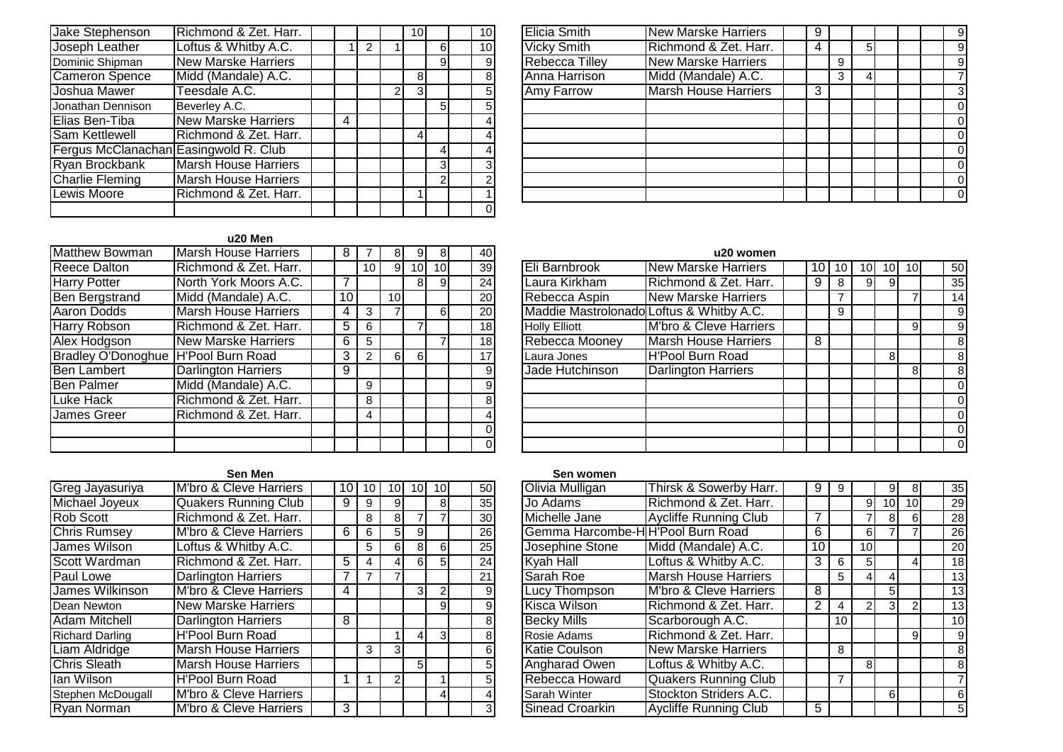| | | | | | | | | | |
|---|---|---|---|---|---|---|---|---|---|
| Jake Stephenson | Richmond & Zet. Harr. | | | | | 10 | | | 10 |
| Joseph Leather | Loftus & Whitby A.C. | | 1 | 2 | 1 | | 6 | | 10 |
| Dominic Shipman | New Marske Harriers | | | | | | 9 | | 9 |
| Cameron Spence | Midd (Mandale) A.C. | | | | | 8 | | | 8 |
| Joshua Mawer | Teesdale A.C. | | | | 2 | 3 | | | 5 |
| Jonathan Dennison | Beverley A.C. | | | | | | 5 | | 5 |
| Elias Ben-Tiba | New Marske Harriers | | 4 | | | | | | 4 |
| Sam Kettlewell | Richmond & Zet. Harr. | | | | | 4 | | | 4 |
| Fergus McClanachan | Easingwold R. Club | | | | | | 4 | | 4 |
| Ryan Brockbank | Marsh House Harriers | | | | | | 3 | | 3 |
| Charlie Fleming | Marsh House Harriers | | | | | | 2 | | 2 |
| Lewis Moore | Richmond & Zet. Harr. | | | | | 1 | | | 1 |
| | | | | | | | | | 0 |

| | | | | | | | | | |
|---|---|---|---|---|---|---|---|---|---|
| Elicia Smith | New Marske Harriers | | 9 | | | | | | 9 |
| Vicky Smith | Richmond & Zet. Harr. | | 4 | | 5 | | | | 9 |
| Rebecca Tilley | New Marske Harriers | | | 9 | | | | | 9 |
| Anna Harrison | Midd (Mandale) A.C. | | | 3 | 4 | | | | 7 |
| Amy Farrow | Marsh House Harriers | | 3 | | | | | | 3 |
| | | | | | | | | | 0 |
| | | | | | | | | | 0 |
| | | | | | | | | | 0 |
| | | | | | | | | | 0 |
| | | | | | | | | | 0 |
| | | | | | | | | | 0 |
| | | | | | | | | | 0 |

**u20 Men**

| | | | | | | | | | |
|---|---|---|---|---|---|---|---|---|---|
| Matthew Bowman | Marsh House Harriers | | 8 | 7 | 8 | 9 | 8 | | 40 |
| Reece Dalton | Richmond & Zet. Harr. | | | 10 | 9 | 10 | 10 | | 39 |
| Harry Potter | North York Moors A.C. | | 7 | | | 8 | 9 | | 24 |
| Ben Bergstrand | Midd (Mandale) A.C. | | 10 | | 10 | | | | 20 |
| Aaron Dodds | Marsh House Harriers | | 4 | 3 | 7 | | 6 | | 20 |
| Harry Robson | Richmond & Zet. Harr. | | 5 | 6 | | 7 | | | 18 |
| Alex Hodgson | New Marske Harriers | | 6 | 5 | | | 7 | | 18 |
| Bradley O'Donoghue | H'Pool Burn Road | | 3 | 2 | 6 | 6 | | | 17 |
| Ben Lambert | Darlington Harriers | | 9 | | | | | | 9 |
| Ben Palmer | Midd (Mandale) A.C. | | | 9 | | | | | 9 |
| Luke Hack | Richmond & Zet. Harr. | | | 8 | | | | | 8 |
| James Greer | Richmond & Zet. Harr. | | | 4 | | | | | 4 |
| | | | | | | | | | 0 |
| | | | | | | | | | 0 |

**u20 women**

| | | | | | | | | | |
|---|---|---|---|---|---|---|---|---|---|
| Eli Barnbrook | New Marske Harriers | | 10 | 10 | 10 | 10 | 10 | | 50 |
| Laura Kirkham | Richmond & Zet. Harr. | | 9 | 8 | 9 | 9 | | | 35 |
| Rebecca Aspin | New Marske Harriers | | | 7 | | | 7 | | 14 |
| Maddie Mastrolonado | Loftus & Whitby A.C. | | | 9 | | | | | 9 |
| Holly Elliott | M'bro & Cleve Harriers | | | | | | 9 | | 9 |
| Rebecca Mooney | Marsh House Harriers | | 8 | | | | | | 8 |
| Laura Jones | H'Pool Burn Road | | | | | 8 | | | 8 |
| Jade Hutchinson | Darlington Harriers | | | | | | 8 | | 8 |
| | | | | | | | | | 0 |
| | | | | | | | | | 0 |
| | | | | | | | | | 0 |
| | | | | | | | | | 0 |
| | | | | | | | | | 0 |

**Sen Men**

| | | | | | | | | | |
|---|---|---|---|---|---|---|---|---|---|
| Greg Jayasuriya | M'bro & Cleve Harriers | | 10 | 10 | 10 | 10 | 10 | | 50 |
| Michael Joyeux | Quakers Running Club | | 9 | 9 | 9 | | 8 | | 35 |
| Rob Scott | Richmond & Zet. Harr. | | | 8 | 8 | 7 | 7 | | 30 |
| Chris Rumsey | M'bro & Cleve Harriers | | 6 | 6 | 5 | 9 | | | 26 |
| James Wilson | Loftus & Whitby A.C. | | | 5 | 6 | 8 | 6 | | 25 |
| Scott Wardman | Richmond & Zet. Harr. | | 5 | 4 | 4 | 6 | 5 | | 24 |
| Paul Lowe | Darlington Harriers | | 7 | 7 | 7 | | | | 21 |
| James Wilkinson | M'bro & Cleve Harriers | | 4 | | | 3 | 2 | | 9 |
| Dean Newton | New Marske Harriers | | | | | | 9 | | 9 |
| Adam Mitchell | Darlington Harriers | | 8 | | | | | | 8 |
| Richard Darling | H'Pool Burn Road | | | | 1 | 4 | 3 | | 8 |
| Liam Aldridge | Marsh House Harriers | | | 3 | 3 | | | | 6 |
| Chris Sleath | Marsh House Harriers | | | | | 5 | | | 5 |
| Ian Wilson | H'Pool Burn Road | | 1 | 1 | 2 | | 1 | | 5 |
| Stephen McDougall | M'bro & Cleve Harriers | | | | | | 4 | | 4 |
| Ryan Norman | M'bro & Cleve Harriers | | 3 | | | | | | 3 |

**Sen women**

| | | | | | | | | | |
|---|---|---|---|---|---|---|---|---|---|
| Olivia Mulligan | Thirsk & Sowerby Harr. | | 9 | 9 | | 9 | 8 | | 35 |
| Jo Adams | Richmond & Zet. Harr. | | | | 9 | 10 | 10 | | 29 |
| Michelle Jane | Aycliffe Running Club | | 7 | | 7 | 8 | 6 | | 28 |
| Gemma Harcombe-H | H'Pool Burn Road | | 6 | | 6 | 7 | 7 | | 26 |
| Josephine Stone | Midd (Mandale) A.C. | | 10 | | 10 | | | | 20 |
| Kyah Hall | Loftus & Whitby A.C. | | 3 | 6 | 5 | | 4 | | 18 |
| Sarah Roe | Marsh House Harriers | | | 5 | 4 | 4 | | | 13 |
| Lucy Thompson | M'bro & Cleve Harriers | | 8 | | | 5 | | | 13 |
| Kisca Wilson | Richmond & Zet. Harr. | | 2 | 4 | 2 | 3 | 2 | | 13 |
| Becky Mills | Scarborough A.C. | | | 10 | | | | | 10 |
| Rosie Adams | Richmond & Zet. Harr. | | | | | | 9 | | 9 |
| Katie Coulson | New Marske Harriers | | | 8 | | | | | 8 |
| Angharad Owen | Loftus & Whitby A.C. | | | | 8 | | | | 8 |
| Rebecca Howard | Quakers Running Club | | | 7 | | | | | 7 |
| Sarah Winter | Stockton Striders A.C. | | | | | 6 | | | 6 |
| Sinead Croarkin | Aycliffe Running Club | | 5 | | | | | | 5 |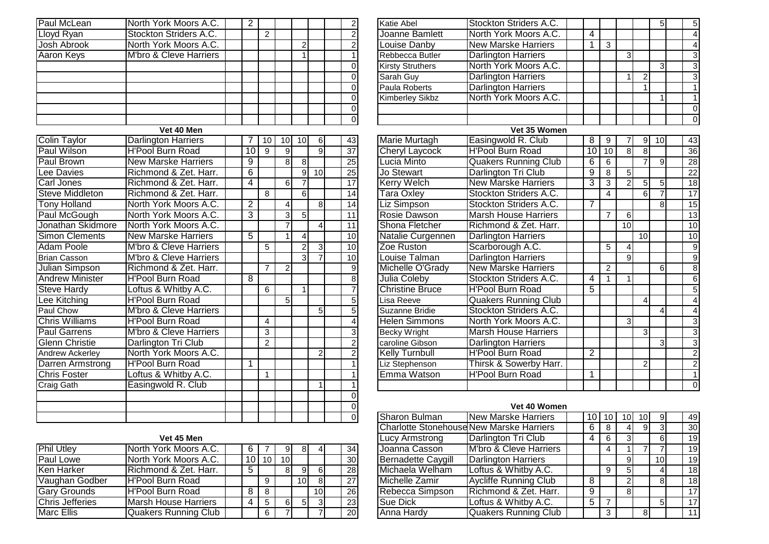| | | | | | | | | |
|---|---|---|---|---|---|---|---|---|
| Paul McLean | North York Moors A.C. | 2 | | | | | | 2 |
| Lloyd Ryan | Stockton Striders A.C. | | 2 | | | | | 2 |
| Josh Abrook | North York Moors A.C. | | | | 2 | | | 2 |
| Aaron Keys | M'bro & Cleve Harriers | | | | 1 | | | 1 |
| | | | | | | | | 0 |
| | | | | | | | | 0 |
| | | | | | | | | 0 |
| | | | | | | | | 0 |
| | | | | | | | | 0 |
| | | | | | | | | 0 |

### Vet 40 Men

| | | | | | | | | |
|---|---|---|---|---|---|---|---|---|
| Colin Taylor | Darlington Harriers | 7 | 10 | 10 | 10 | 6 | | 43 |
| Paul Wilson | H'Pool Burn Road | 10 | 9 | 9 | | 9 | | 37 |
| Paul Brown | New Marske Harriers | 9 | | 8 | 8 | | | 25 |
| Lee Davies | Richmond & Zet. Harr. | 6 | | | 9 | 10 | | 25 |
| Carl Jones | Richmond & Zet. Harr. | 4 | | 6 | 7 | | | 17 |
| Steve Middleton | Richmond & Zet. Harr. | | 8 | | 6 | | | 14 |
| Tony Holland | North York Moors A.C. | 2 | | 4 | | 8 | | 14 |
| Paul McGough | North York Moors A.C. | 3 | | 3 | 5 | | | 11 |
| Jonathan Skidmore | North York Moors A.C. | | | 7 | | 4 | | 11 |
| Simon Clements | New Marske Harriers | 5 | | 1 | 4 | | | 10 |
| Adam Poole | M'bro & Cleve Harriers | | 5 | | 2 | 3 | | 10 |
| Brian Casson | M'bro & Cleve Harriers | | | | 3 | 7 | | 10 |
| Julian Simpson | Richmond & Zet. Harr. | | 7 | 2 | | | | 9 |
| Andrew Minister | H'Pool Burn Road | 8 | | | | | | 8 |
| Steve Hardy | Loftus & Whitby A.C. | | 6 | | 1 | | | 7 |
| Lee Kitching | H'Pool Burn Road | | | 5 | | | | 5 |
| Paul Chow | M'bro & Cleve Harriers | | | | | 5 | | 5 |
| Chris Williams | H'Pool Burn Road | | 4 | | | | | 4 |
| Paul Garrens | M'bro & Cleve Harriers | | 3 | | | | | 3 |
| Glenn Christie | Darlington Tri Club | | 2 | | | | | 2 |
| Andrew Ackerley | North York Moors A.C. | | | | | 2 | | 2 |
| Darren Armstrong | H'Pool Burn Road | 1 | | | | | | 1 |
| Chris Foster | Loftus & Whitby A.C. | | 1 | | | | | 1 |
| Craig Gath | Easingwold R. Club | | | | | 1 | | 1 |
| | | | | | | | | 0 |
| | | | | | | | | 0 |
| | | | | | | | | 0 |

### Vet 45 Men

| | | | | | | | | |
|---|---|---|---|---|---|---|---|---|
| Phil Utley | North York Moors A.C. | 6 | 7 | 9 | 8 | 4 | | 34 |
| Paul Lowe | North York Moors A.C. | 10 | 10 | 10 | | | | 30 |
| Ken Harker | Richmond & Zet. Harr. | 5 | | 8 | 9 | 6 | | 28 |
| Vaughan Godber | H'Pool Burn Road | | 9 | | 10 | 8 | | 27 |
| Gary Grounds | H'Pool Burn Road | 8 | 8 | | | 10 | | 26 |
| Chris Jefferies | Marsh House Harriers | 4 | 5 | 6 | 5 | 3 | | 23 |
| Marc Ellis | Quakers Running Club | | 6 | 7 | | 7 | | 20 |

| | | | | | | | | |
|---|---|---|---|---|---|---|---|---|
| Katie Abel | Stockton Striders A.C. | | | | | 5 | | 5 |
| Joanne Bamlett | North York Moors A.C. | 4 | | | | | | 4 |
| Louise Danby | New Marske Harriers | 1 | 3 | | | | | 4 |
| Rebbecca Butler | Darlington Harriers | | | 3 | | | | 3 |
| Kirsty Struthers | North York Moors A.C. | | | | | 3 | | 3 |
| Sarah Guy | Darlington Harriers | | | 1 | 2 | | | 3 |
| Paula Roberts | Darlington Harriers | | | | 1 | | | 1 |
| Kimberley Sikbz | North York Moors A.C. | | | | | 1 | | 1 |
| | | | | | | | | 0 |
| | | | | | | | | 0 |

### Vet 35 Women

| | | | | | | | | |
|---|---|---|---|---|---|---|---|---|
| Marie Murtagh | Easingwold R. Club | 8 | 9 | 7 | 9 | 10 | | 43 |
| Cheryl Laycock | H'Pool Burn Road | 10 | 10 | 8 | 8 | | | 36 |
| Lucia Minto | Quakers Running Club | 6 | 6 | | 7 | 9 | | 28 |
| Jo Stewart | Darlington Tri Club | 9 | 8 | 5 | | | | 22 |
| Kerry Welch | New Marske Harriers | 3 | 3 | 2 | 5 | 5 | | 18 |
| Tara Oxley | Stockton Striders A.C. | | 4 | | 6 | 7 | | 17 |
| Liz Simpson | Stockton Striders A.C. | 7 | | | | 8 | | 15 |
| Rosie Dawson | Marsh House Harriers | | 7 | 6 | | | | 13 |
| Shona Fletcher | Richmond & Zet. Harr. | | | 10 | | | | 10 |
| Natalie Curgennen | Darlington Harriers | | | | 10 | | | 10 |
| Zoe Ruston | Scarborough A.C. | | 5 | 4 | | | | 9 |
| Louise Talman | Darlington Harriers | | | 9 | | | | 9 |
| Michelle O'Grady | New Marske Harriers | | 2 | | | 6 | | 8 |
| Julia Coleby | Stockton Striders A.C. | 4 | 1 | 1 | | | | 6 |
| Christine Bruce | H'Pool Burn Road | 5 | | | | | | 5 |
| Lisa Reeve | Quakers Running Club | | | | 4 | | | 4 |
| Suzanne Bridie | Stockton Striders A.C. | | | | | 4 | | 4 |
| Helen Simmons | North York Moors A.C. | | | 3 | | | | 3 |
| Becky Wright | Marsh House Harriers | | | | 3 | | | 3 |
| caroline Gibson | Darlington Harriers | | | | | 3 | | 3 |
| Kelly Turnbull | H'Pool Burn Road | 2 | | | | | | 2 |
| Liz Stephenson | Thirsk & Sowerby Harr. | | | | 2 | | | 2 |
| Emma Watson | H'Pool Burn Road | 1 | | | | | | 1 |
| | | | | | | | | 0 |

### Vet 40 Women

| | | | | | | | | |
|---|---|---|---|---|---|---|---|---|
| Sharon Bulman | New Marske Harriers | 10 | 10 | 10 | 10 | 9 | | 49 |
| Charlotte Stonehouse | New Marske Harriers | 6 | 8 | 4 | 9 | 3 | | 30 |
| Lucy Armstrong | Darlington Tri Club | 4 | 6 | 3 | | 6 | | 19 |
| Joanna Casson | M'bro & Cleve Harriers | | 4 | 1 | 7 | 7 | | 19 |
| Bernadette Caygill | Darlington Harriers | | | 9 | | 10 | | 19 |
| Michaela Welham | Loftus & Whitby A.C. | | 9 | 5 | | 4 | | 18 |
| Michelle Zamir | Aycliffe Running Club | 8 | | 2 | | 8 | | 18 |
| Rebecca Simpson | Richmond & Zet. Harr. | 9 | | 8 | | | | 17 |
| Sue Dick | Loftus & Whitby A.C. | 5 | 7 | | | 5 | | 17 |
| Anna Hardy | Quakers Running Club | | 3 | | 8 | | | 11 |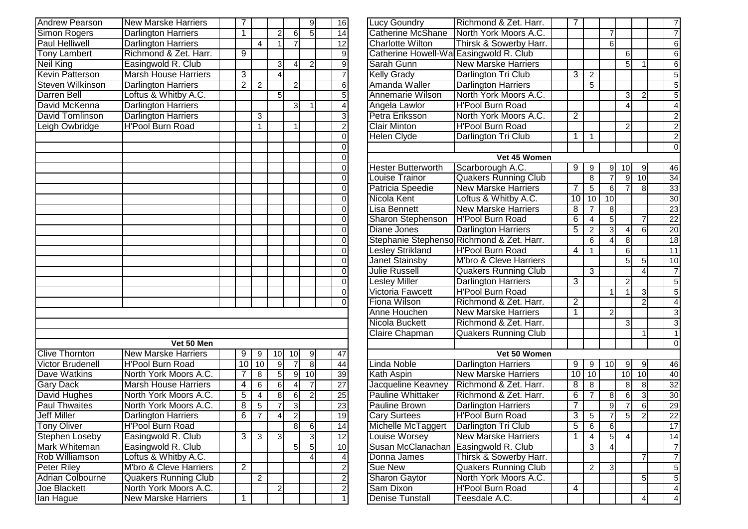| | | | | | | | | |
|---|---|---|---|---|---|---|---|---|
| Andrew Pearson | New Marske Harriers | 7 | | | | 9 | | 16 |
| Simon Rogers | Darlington Harriers | 1 | | 2 | 6 | 5 | | 14 |
| Paul Helliwell | Darlington Harriers | | 4 | 1 | 7 | | | 12 |
| Tony Lambert | Richmond & Zet. Harr. | 9 | | | | | | 9 |
| Neil King | Easingwold R. Club | | | 3 | 4 | 2 | | 9 |
| Kevin Patterson | Marsh House Harriers | 3 | | 4 | | | | 7 |
| Steven Wilkinson | Darlington Harriers | 2 | 2 | | 2 | | | 6 |
| Darren Bell | Loftus & Whitby A.C. | | | 5 | | | | 5 |
| David McKenna | Darlington Harriers | | | | 3 | 1 | | 4 |
| David Tomlinson | Darlington Harriers | | 3 | | | | | 3 |
| Leigh Owbridge | H'Pool Burn Road | | 1 | | 1 | | | 2 |
| | | | | | | | | 0 |
| | | | | | | | | 0 |
| | | | | | | | | 0 |
| | | | | | | | | 0 |
| | | | | | | | | 0 |
| | | | | | | | | 0 |
| | | | | | | | | 0 |
| | | | | | | | | 0 |
| | | | | | | | | 0 |
| | | | | | | | | 0 |
| | | | | | | | | 0 |
| | | | | | | | | 0 |
| | | | | | | | | 0 |
| | | | | | | | | 0 |
| | | | | | | | | 0 |

### Vet 50 Men

| | | | | | | | | |
|---|---|---|---|---|---|---|---|---|
| Clive Thornton | New Marske Harriers | 9 | 9 | 10 | 10 | 9 | | 47 |
| Victor Brudenell | H'Pool Burn Road | 10 | 10 | 9 | 7 | 8 | | 44 |
| Dave Watkins | North York Moors A.C. | 7 | 8 | 5 | 9 | 10 | | 39 |
| Gary Dack | Marsh House Harriers | 4 | 6 | 6 | 4 | 7 | | 27 |
| David Hughes | North York Moors A.C. | 5 | 4 | 8 | 6 | 2 | | 25 |
| Paul Thwaites | North York Moors A.C. | 8 | 5 | 7 | 3 | | | 23 |
| Jeff Miller | Darlington Harriers | 6 | 7 | 4 | 2 | | | 19 |
| Tony Oliver | H'Pool Burn Road | | | | 8 | 6 | | 14 |
| Stephen Loseby | Easingwold R. Club | 3 | 3 | 3 | | 3 | | 12 |
| Mark Whiteman | Easingwold R. Club | | | | 5 | 5 | | 10 |
| Rob Williamson | Loftus & Whitby A.C. | | | | | 4 | | 4 |
| Peter Riley | M'bro & Cleve Harriers | 2 | | | | | | 2 |
| Adrian Colbourne | Quakers Running Club | | 2 | | | | | 2 |
| Joe Blackett | North York Moors A.C. | | | 2 | | | | 2 |
| Ian Hague | New Marske Harriers | 1 | | | | | | 1 |

| | | | | | | | | |
|---|---|---|---|---|---|---|---|---|
| Lucy Goundry | Richmond & Zet. Harr. | 7 | | | | | | 7 |
| Catherine McShane | North York Moors A.C. | | | 7 | | | | 7 |
| Charlotte Wilton | Thirsk & Sowerby Harr. | | | 6 | | | | 6 |
| Catherine Howell-Wal | Easingwold R. Club | | | | 6 | | | 6 |
| Sarah Gunn | New Marske Harriers | | | | 5 | 1 | | 6 |
| Kelly Grady | Darlington Tri Club | 3 | 2 | | | | | 5 |
| Amanda Waller | Darlington Harriers | | 5 | | | | | 5 |
| Annemarie Wilson | North York Moors A.C. | | | | 3 | 2 | | 5 |
| Angela Lawlor | H'Pool Burn Road | | | | 4 | | | 4 |
| Petra Eriksson | North York Moors A.C. | 2 | | | | | | 2 |
| Clair Minton | H'Pool Burn Road | | | | 2 | | | 2 |
| Helen Clyde | Darlington Tri Club | 1 | 1 | | | | | 2 |
| | | | | | | | | 0 |

### Vet 45 Women

| | | | | | | | | |
|---|---|---|---|---|---|---|---|---|
| Hester Butterworth | Scarborough A.C. | 9 | 9 | 9 | 10 | 9 | | 46 |
| Louise Trainor | Quakers Running Club | | 8 | 7 | 9 | 10 | | 34 |
| Patricia Speedie | New Marske Harriers | 7 | 5 | 6 | 7 | 8 | | 33 |
| Nicola Kent | Loftus & Whitby A.C. | 10 | 10 | 10 | | | | 30 |
| Lisa Bennett | New Marske Harriers | 8 | 7 | 8 | | | | 23 |
| Sharon Stephenson | H'Pool Burn Road | 6 | 4 | 5 | | 7 | | 22 |
| Diane Jones | Darlington Harriers | 5 | 2 | 3 | 4 | 6 | | 20 |
| Stephanie Stephenso | Richmond & Zet. Harr. | | 6 | 4 | 8 | | | 18 |
| Lesley Strikland | H'Pool Burn Road | 4 | 1 | | 6 | | | 11 |
| Janet Stainsby | M'bro & Cleve Harriers | | | | 5 | 5 | | 10 |
| Julie Russell | Quakers Running Club | | 3 | | | 4 | | 7 |
| Lesley Miller | Darlington Harriers | 3 | | | 2 | | | 5 |
| Victoria Fawcett | H'Pool Burn Road | | | 1 | 1 | 3 | | 5 |
| Fiona Wilson | Richmond & Zet. Harr. | 2 | | | | 2 | | 4 |
| Anne Houchen | New Marske Harriers | 1 | | 2 | | | | 3 |
| Nicola Buckett | Richmond & Zet. Harr. | | | | 3 | | | 3 |
| Claire Chapman | Quakers Running Club | | | | | 1 | | 1 |
| | | | | | | | | 0 |

### Vet 50 Women

| | | | | | | | | |
|---|---|---|---|---|---|---|---|---|
| Linda Noble | Darlington Harriers | 9 | 9 | 10 | 9 | 9 | | 46 |
| Kath Aspin | New Marske Harriers | 10 | 10 | | 10 | 10 | | 40 |
| Jacqueline Keavney | Richmond & Zet. Harr. | 8 | 8 | | 8 | 8 | | 32 |
| Pauline Whittaker | Richmond & Zet. Harr. | 6 | 7 | 8 | 6 | 3 | | 30 |
| Pauline Brown | Darlington Harriers | 7 | | 9 | 7 | 6 | | 29 |
| Cary Surtees | H'Pool Burn Road | 3 | 5 | 7 | 5 | 2 | | 22 |
| Michelle McTaggert | Darlington Tri Club | 5 | 6 | 6 | | | | 17 |
| Louise Worsey | New Marske Harriers | 1 | 4 | 5 | 4 | | | 14 |
| Susan McClanachan | Easingwold R. Club | | 3 | 4 | | | | 7 |
| Donna James | Thirsk & Sowerby Harr. | | | | | 7 | | 7 |
| Sue New | Quakers Running Club | | 2 | 3 | | | | 5 |
| Sharon Gaytor | North York Moors A.C. | | | | | 5 | | 5 |
| Sam Dixon | H'Pool Burn Road | 4 | | | | | | 4 |
| Denise Tunstall | Teesdale A.C. | | | | | 4 | | 4 |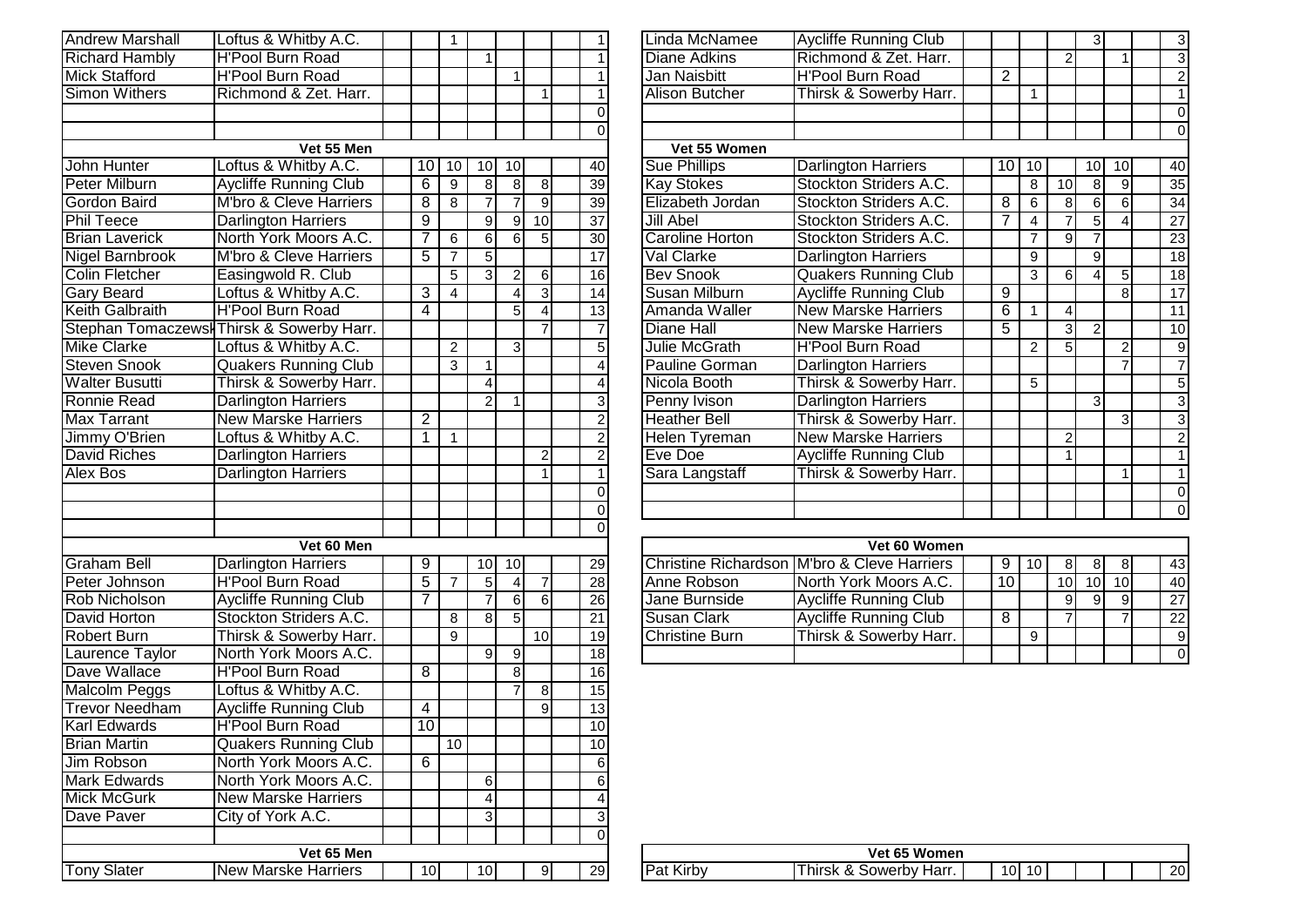| | | | | | | | | | |
|---|---|---|---|---|---|---|---|---|---|
| Andrew Marshall | Loftus & Whitby A.C. | | | 1 | | | | | 1 |
| Richard Hambly | H'Pool Burn Road | | | | 1 | | | | 1 |
| Mick Stafford | H'Pool Burn Road | | | | | 1 | | | 1 |
| Simon Withers | Richmond & Zet. Harr. | | | | | | 1 | | 1 |
| | | | | | | | | | 0 |
| | | | | | | | | | 0 |

**Vet 55 Men**

| | | | | | | | | | |
|---|---|---|---|---|---|---|---|---|---|
| John Hunter | Loftus & Whitby A.C. | | 10 | 10 | 10 | 10 | | | 40 |
| Peter Milburn | Aycliffe Running Club | | 6 | 9 | 8 | 8 | 8 | | 39 |
| Gordon Baird | M'bro & Cleve Harriers | | 8 | 8 | 7 | 7 | 9 | | 39 |
| Phil Teece | Darlington Harriers | | 9 | | 9 | 9 | 10 | | 37 |
| Brian Laverick | North York Moors A.C. | | 7 | 6 | 6 | 6 | 5 | | 30 |
| Nigel Barnbrook | M'bro & Cleve Harriers | | 5 | 7 | 5 | | | | 17 |
| Colin Fletcher | Easingwold R. Club | | | 5 | 3 | 2 | 6 | | 16 |
| Gary Beard | Loftus & Whitby A.C. | | 3 | 4 | | 4 | 3 | | 14 |
| Keith Galbraith | H'Pool Burn Road | | 4 | | | 5 | 4 | | 13 |
| Stephan Tomaczewsk | Thirsk & Sowerby Harr. | | | | | | 7 | | 7 |
| Mike Clarke | Loftus & Whitby A.C. | | | 2 | | 3 | | | 5 |
| Steven Snook | Quakers Running Club | | | 3 | 1 | | | | 4 |
| Walter Busutti | Thirsk & Sowerby Harr. | | | | 4 | | | | 4 |
| Ronnie Read | Darlington Harriers | | | | 2 | 1 | | | 3 |
| Max Tarrant | New Marske Harriers | | 2 | | | | | | 2 |
| Jimmy O'Brien | Loftus & Whitby A.C. | | 1 | 1 | | | | | 2 |
| David Riches | Darlington Harriers | | | | | | 2 | | 2 |
| Alex Bos | Darlington Harriers | | | | | | 1 | | 1 |
| | | | | | | | | | 0 |
| | | | | | | | | | 0 |
| | | | | | | | | | 0 |

**Vet 60 Men**

| | | | | | | | | | |
|---|---|---|---|---|---|---|---|---|---|
| Graham Bell | Darlington Harriers | | 9 | | 10 | 10 | | | 29 |
| Peter Johnson | H'Pool Burn Road | | 5 | 7 | 5 | 4 | 7 | | 28 |
| Rob Nicholson | Aycliffe Running Club | | 7 | | 7 | 6 | 6 | | 26 |
| David Horton | Stockton Striders A.C. | | | 8 | 8 | 5 | | | 21 |
| Robert Burn | Thirsk & Sowerby Harr. | | | 9 | | | 10 | | 19 |
| Laurence Taylor | North York Moors A.C. | | | | 9 | 9 | | | 18 |
| Dave Wallace | H'Pool Burn Road | | 8 | | | 8 | | | 16 |
| Malcolm Peggs | Loftus & Whitby A.C. | | | | | 7 | 8 | | 15 |
| Trevor Needham | Aycliffe Running Club | | 4 | | | | 9 | | 13 |
| Karl Edwards | H'Pool Burn Road | | 10 | | | | | | 10 |
| Brian Martin | Quakers Running Club | | | 10 | | | | | 10 |
| Jim Robson | North York Moors A.C. | | 6 | | | | | | 6 |
| Mark Edwards | North York Moors A.C. | | | | 6 | | | | 6 |
| Mick McGurk | New Marske Harriers | | | | 4 | | | | 4 |
| Dave Paver | City of York A.C. | | | | 3 | | | | 3 |
| | | | | | | | | | 0 |

**Vet 65 Men**

| | | | | | | | | | |
|---|---|---|---|---|---|---|---|---|---|
| Tony Slater | New Marske Harriers | | 10 | | 10 | | 9 | | 29 |

| | | | | | | | | | |
|---|---|---|---|---|---|---|---|---|---|
| Linda McNamee | Aycliffe Running Club | | | | | 3 | | | 3 |
| Diane Adkins | Richmond & Zet. Harr. | | | | 2 | | 1 | | 3 |
| Jan Naisbitt | H'Pool Burn Road | | 2 | | | | | | 2 |
| Alison Butcher | Thirsk & Sowerby Harr. | | | 1 | | | | | 1 |
| | | | | | | | | | 0 |
| | | | | | | | | | 0 |

**Vet 55 Women**

| | | | | | | | | | |
|---|---|---|---|---|---|---|---|---|---|
| Sue Phillips | Darlington Harriers | | 10 | 10 | | 10 | 10 | | 40 |
| Kay Stokes | Stockton Striders A.C. | | | 8 | 10 | 8 | 9 | | 35 |
| Elizabeth Jordan | Stockton Striders A.C. | | 8 | 6 | 8 | 6 | 6 | | 34 |
| Jill Abel | Stockton Striders A.C. | | 7 | 4 | 7 | 5 | 4 | | 27 |
| Caroline Horton | Stockton Striders A.C. | | | 7 | 9 | 7 | | | 23 |
| Val Clarke | Darlington Harriers | | | 9 | | 9 | | | 18 |
| Bev Snook | Quakers Running Club | | | 3 | 6 | 4 | 5 | | 18 |
| Susan Milburn | Aycliffe Running Club | | 9 | | | | 8 | | 17 |
| Amanda Waller | New Marske Harriers | | 6 | 1 | 4 | | | | 11 |
| Diane Hall | New Marske Harriers | | 5 | | 3 | 2 | | | 10 |
| Julie McGrath | H'Pool Burn Road | | | 2 | 5 | | 2 | | 9 |
| Pauline Gorman | Darlington Harriers | | | | | | 7 | | 7 |
| Nicola Booth | Thirsk & Sowerby Harr. | | | 5 | | | | | 5 |
| Penny Ivison | Darlington Harriers | | | | | 3 | | | 3 |
| Heather Bell | Thirsk & Sowerby Harr. | | | | | | 3 | | 3 |
| Helen Tyreman | New Marske Harriers | | | | 2 | | | | 2 |
| Eve Doe | Aycliffe Running Club | | | | 1 | | | | 1 |
| Sara Langstaff | Thirsk & Sowerby Harr. | | | | | | 1 | | 1 |
| | | | | | | | | | 0 |
| | | | | | | | | | 0 |

**Vet 60 Women**

| | | | | | | | | | |
|---|---|---|---|---|---|---|---|---|---|
| Christine Richardson | M'bro & Cleve Harriers | | 9 | 10 | 8 | 8 | 8 | | 43 |
| Anne Robson | North York Moors A.C. | | 10 | | 10 | 10 | 10 | | 40 |
| Jane Burnside | Aycliffe Running Club | | | | 9 | 9 | 9 | | 27 |
| Susan Clark | Aycliffe Running Club | | 8 | | 7 | | 7 | | 22 |
| Christine Burn | Thirsk & Sowerby Harr. | | | 9 | | | | | 9 |
| | | | | | | | | | 0 |

**Vet 65 Women**

| | | | | | | | | | |
|---|---|---|---|---|---|---|---|---|---|
| Pat Kirby | Thirsk & Sowerby Harr. | | 10 | 10 | | | | | 20 |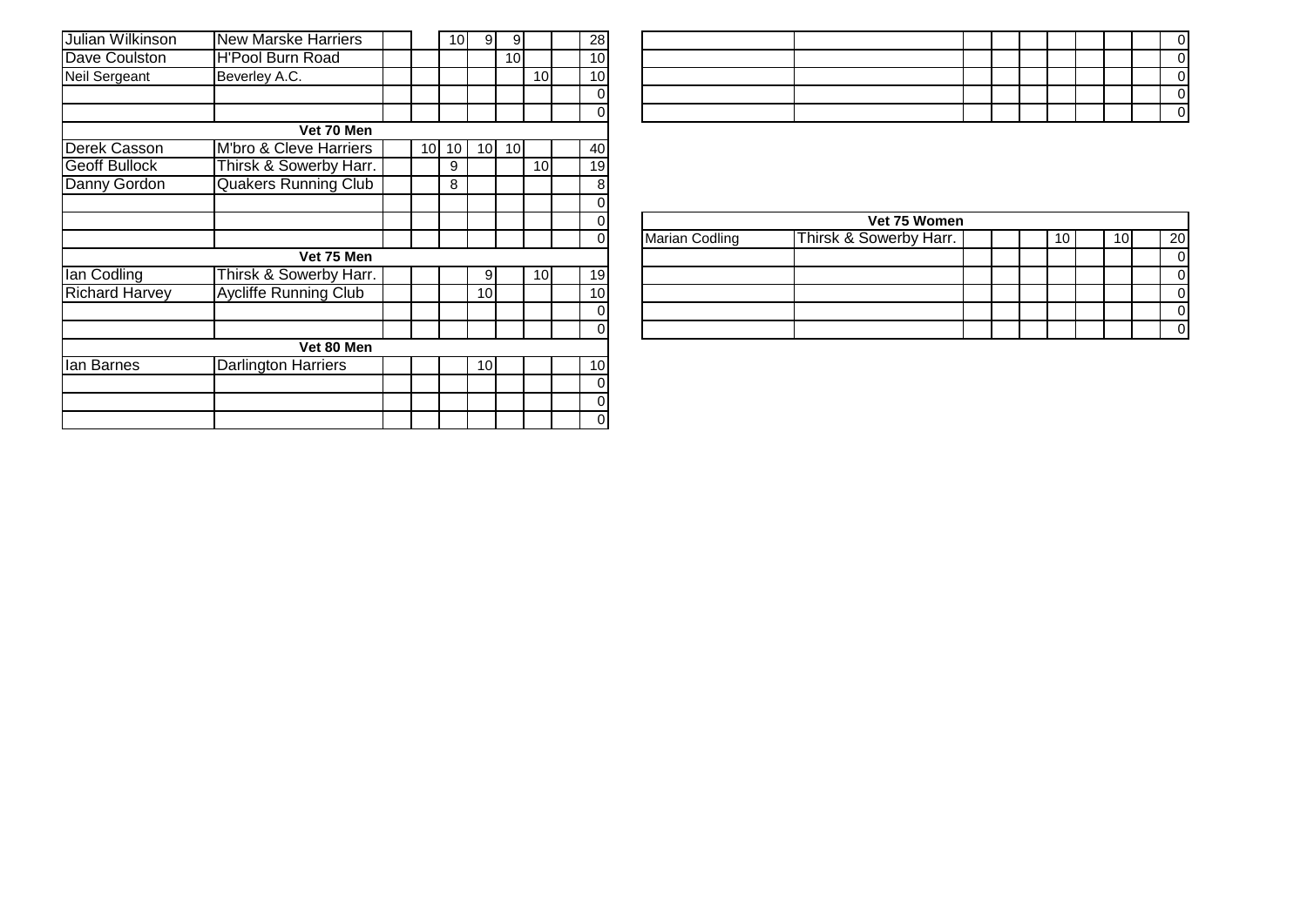| | | | | | | | | | |
|---|---|---|---|---|---|---|---|---|---|
| Julian Wilkinson | New Marske Harriers | | | 10 | 9 | 9 | | | 28 |
| Dave Coulston | H'Pool Burn Road | | | | | 10 | | | 10 |
| Neil Sergeant | Beverley A.C. | | | | | | 10 | | 10 |
| | | | | | | | | | 0 |
| | | | | | | | | | 0 |
| **Vet 70 Men** | | | | | | | | | |
| Derek Casson | M'bro & Cleve Harriers | | 10 | 10 | 10 | 10 | | | 40 |
| Geoff Bullock | Thirsk & Sowerby Harr. | | | 9 | | | 10 | | 19 |
| Danny Gordon | Quakers Running Club | | | 8 | | | | | 8 |
| | | | | | | | | | 0 |
| | | | | | | | | | 0 |
| | | | | | | | | | 0 |
| **Vet 75 Men** | | | | | | | | | |
| Ian Codling | Thirsk & Sowerby Harr. | | | | 9 | | 10 | | 19 |
| Richard Harvey | Aycliffe Running Club | | | | 10 | | | | 10 |
| | | | | | | | | | 0 |
| | | | | | | | | | 0 |
| **Vet 80 Men** | | | | | | | | | |
| Ian Barnes | Darlington Harriers | | | | 10 | | | | 10 |
| | | | | | | | | | 0 |
| | | | | | | | | | 0 |
| | | | | | | | | | 0 |

| | | | | | | | | | |
|---|---|---|---|---|---|---|---|---|---|
| | | | | | | | | | 0 |
| | | | | | | | | | 0 |
| | | | | | | | | | 0 |
| | | | | | | | | | 0 |
| | | | | | | | | | 0 |

| **Vet 75 Women** | | | | | | | | | |
|---|---|---|---|---|---|---|---|---|---|
| Marian Codling | Thirsk & Sowerby Harr. | | | | 10 | | 10 | | 20 |
| | | | | | | | | | 0 |
| | | | | | | | | | 0 |
| | | | | | | | | | 0 |
| | | | | | | | | | 0 |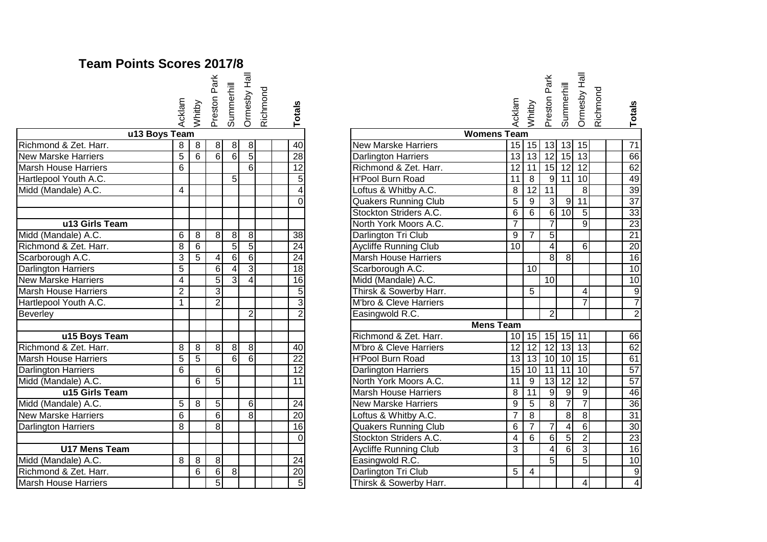# Team Points Scores 2017/8

| | Acklam | Whitby | Preston Park | Summerhill | Ormesby Hall | Richmond | | Totals |
|---|---|---|---|---|---|---|---|---|
| **u13 Boys Team** | | | | | | | | |
| Richmond & Zet. Harr. | 8 | 8 | 8 | 8 | 8 | | | 40 |
| New Marske Harriers | 5 | 6 | 6 | 6 | 5 | | | 28 |
| Marsh House Harriers | 6 | | | | 6 | | | 12 |
| Hartlepool Youth A.C. | | | | 5 | | | | 5 |
| Midd (Mandale) A.C. | 4 | | | | | | | 4 |
| | | | | | | | | 0 |
| | | | | | | | | |
| **u13 Girls Team** | | | | | | | | |
| Midd (Mandale) A.C. | 6 | 8 | 8 | 8 | 8 | | | 38 |
| Richmond & Zet. Harr. | 8 | 6 | | 5 | 5 | | | 24 |
| Scarborough A.C. | 3 | 5 | 4 | 6 | 6 | | | 24 |
| Darlington Harriers | 5 | | 6 | 4 | 3 | | | 18 |
| New Marske Harriers | 4 | | 5 | 3 | 4 | | | 16 |
| Marsh House Harriers | 2 | | 3 | | | | | 5 |
| Hartlepool Youth A.C. | 1 | | 2 | | | | | 3 |
| Beverley | | | | | 2 | | | 2 |
| | | | | | | | | |
| **u15 Boys Team** | | | | | | | | |
| Richmond & Zet. Harr. | 8 | 8 | 8 | 8 | 8 | | | 40 |
| Marsh House Harriers | 5 | 5 | | 6 | 6 | | | 22 |
| Darlington Harriers | 6 | | 6 | | | | | 12 |
| Midd (Mandale) A.C. | | 6 | 5 | | | | | 11 |
| **u15 Girls Team** | | | | | | | | |
| Midd (Mandale) A.C. | 5 | 8 | 5 | | 6 | | | 24 |
| New Marske Harriers | 6 | | 6 | | 8 | | | 20 |
| Darlington Harriers | 8 | | 8 | | | | | 16 |
| | | | | | | | | 0 |
| **U17 Mens Team** | | | | | | | | |
| Midd (Mandale) A.C. | 8 | 8 | 8 | | | | | 24 |
| Richmond & Zet. Harr. | | 6 | 6 | 8 | | | | 20 |
| Marsh House Harriers | | | 5 | | | | | 5 |

| | Acklam | Whitby | Preston Park | Summerhill | Ormesby Hall | Richmond | | Totals |
|---|---|---|---|---|---|---|---|---|
| **Womens Team** | | | | | | | | |
| New Marske Harriers | 15 | 15 | 13 | 13 | 15 | | | 71 |
| Darlington Harriers | 13 | 13 | 12 | 15 | 13 | | | 66 |
| Richmond & Zet. Harr. | 12 | 11 | 15 | 12 | 12 | | | 62 |
| H'Pool Burn Road | 11 | 8 | 9 | 11 | 10 | | | 49 |
| Loftus & Whitby A.C. | 8 | 12 | 11 | | 8 | | | 39 |
| Quakers Running Club | 5 | 9 | 3 | 9 | 11 | | | 37 |
| Stockton Striders A.C. | 6 | 6 | 6 | 10 | 5 | | | 33 |
| North York Moors A.C. | 7 | | 7 | | 9 | | | 23 |
| Darlington Tri Club | 9 | 7 | 5 | | | | | 21 |
| Aycliffe Running Club | 10 | | 4 | | 6 | | | 20 |
| Marsh House Harriers | | | 8 | 8 | | | | 16 |
| Scarborough A.C. | | 10 | | | | | | 10 |
| Midd (Mandale) A.C. | | | 10 | | | | | 10 |
| Thirsk & Sowerby Harr. | | 5 | | | 4 | | | 9 |
| M'bro & Cleve Harriers | | | | | 7 | | | 7 |
| Easingwold R.C. | | | 2 | | | | | 2 |
| **Mens Team** | | | | | | | | |
| Richmond & Zet. Harr. | 10 | 15 | 15 | 15 | 11 | | | 66 |
| M'bro & Cleve Harriers | 12 | 12 | 12 | 13 | 13 | | | 62 |
| H'Pool Burn Road | 13 | 13 | 10 | 10 | 15 | | | 61 |
| Darlington Harriers | 15 | 10 | 11 | 11 | 10 | | | 57 |
| North York Moors A.C. | 11 | 9 | 13 | 12 | 12 | | | 57 |
| Marsh House Harriers | 8 | 11 | 9 | 9 | 9 | | | 46 |
| New Marske Harriers | 9 | 5 | 8 | 7 | 7 | | | 36 |
| Loftus & Whitby A.C. | 7 | 8 | | 8 | 8 | | | 31 |
| Quakers Running Club | 6 | 7 | 7 | 4 | 6 | | | 30 |
| Stockton Striders A.C. | 4 | 6 | 6 | 5 | 2 | | | 23 |
| Aycliffe Running Club | 3 | | 4 | 6 | 3 | | | 16 |
| Easingwold R.C. | | | 5 | | 5 | | | 10 |
| Darlington Tri Club | 5 | 4 | | | | | | 9 |
| Thirsk & Sowerby Harr. | | | | | 4 | | | 4 |